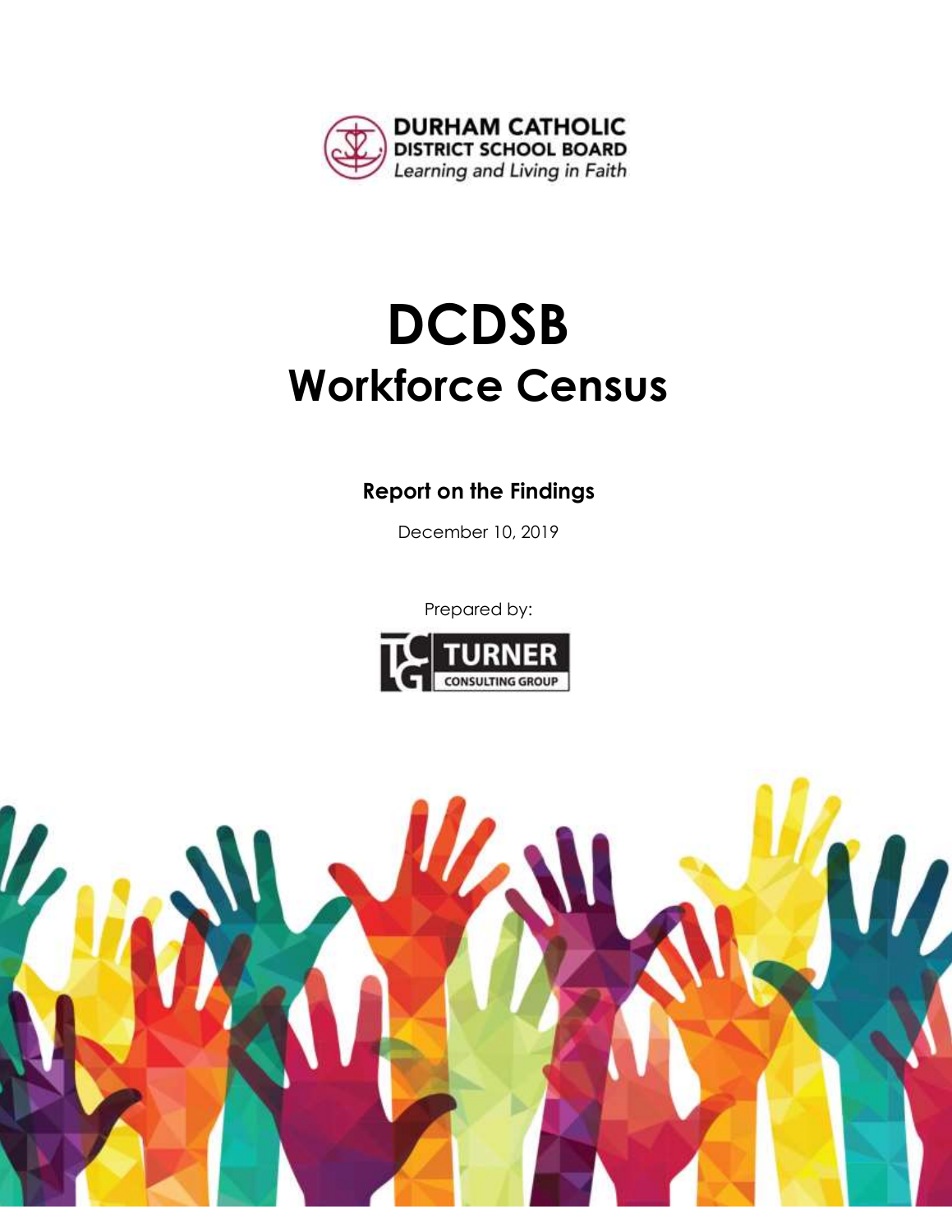DURHAM CATHOLIC DISTRICT SCHOOL BOARD
*Learning and Living in Faith*

# DCDSB
# Workforce Census

**Report on the Findings**

December 10, 2019

Prepared by:

TURNER CONSULTING GROUP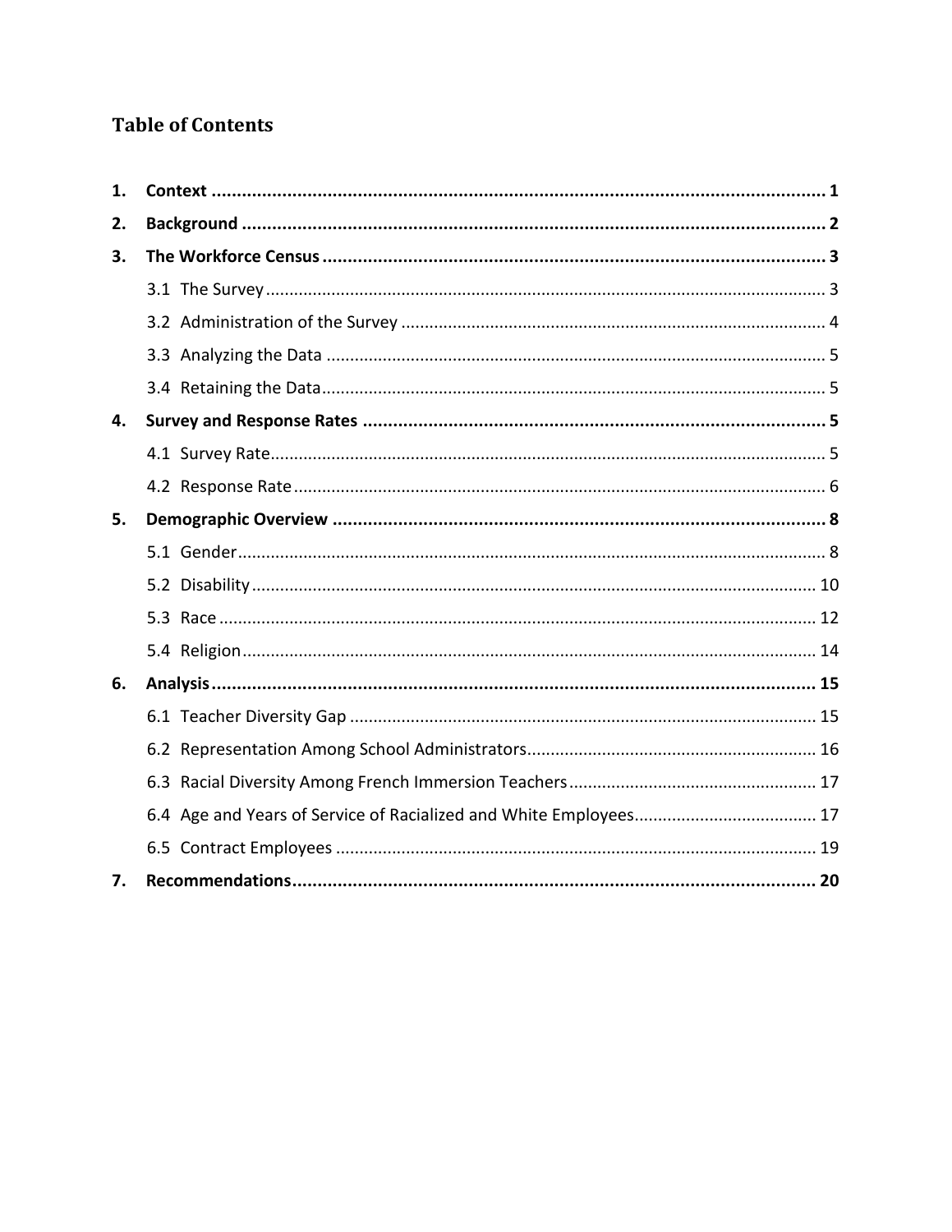## Table of Contents

| | | |
|---|---|---|
| **1.** | **Context** | **1** |
| **2.** | **Background** | **2** |
| **3.** | **The Workforce Census** | **3** |
| | 3.1 The Survey | 3 |
| | 3.2 Administration of the Survey | 4 |
| | 3.3 Analyzing the Data | 5 |
| | 3.4 Retaining the Data | 5 |
| **4.** | **Survey and Response Rates** | **5** |
| | 4.1 Survey Rate | 5 |
| | 4.2 Response Rate | 6 |
| **5.** | **Demographic Overview** | **8** |
| | 5.1 Gender | 8 |
| | 5.2 Disability | 10 |
| | 5.3 Race | 12 |
| | 5.4 Religion | 14 |
| **6.** | **Analysis** | **15** |
| | 6.1 Teacher Diversity Gap | 15 |
| | 6.2 Representation Among School Administrators | 16 |
| | 6.3 Racial Diversity Among French Immersion Teachers | 17 |
| | 6.4 Age and Years of Service of Racialized and White Employees | 17 |
| | 6.5 Contract Employees | 19 |
| **7.** | **Recommendations** | **20** |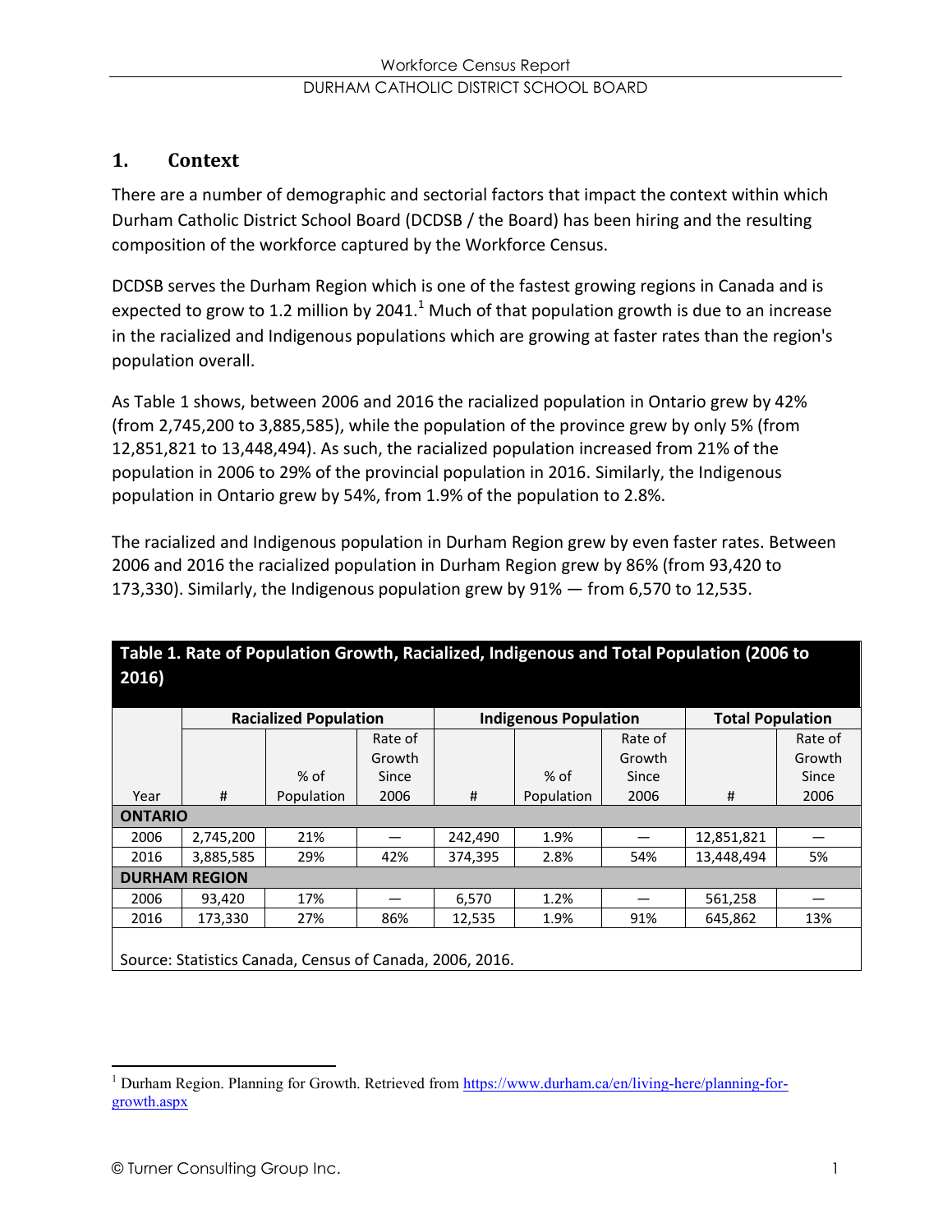## 1. Context

There are a number of demographic and sectorial factors that impact the context within which Durham Catholic District School Board (DCDSB / the Board) has been hiring and the resulting composition of the workforce captured by the Workforce Census.

DCDSB serves the Durham Region which is one of the fastest growing regions in Canada and is expected to grow to 1.2 million by 2041.[1] Much of that population growth is due to an increase in the racialized and Indigenous populations which are growing at faster rates than the region's population overall.

As Table 1 shows, between 2006 and 2016 the racialized population in Ontario grew by 42% (from 2,745,200 to 3,885,585), while the population of the province grew by only 5% (from 12,851,821 to 13,448,494). As such, the racialized population increased from 21% of the population in 2006 to 29% of the provincial population in 2016. Similarly, the Indigenous population in Ontario grew by 54%, from 1.9% of the population to 2.8%.

The racialized and Indigenous population in Durham Region grew by even faster rates. Between 2006 and 2016 the racialized population in Durham Region grew by 86% (from 93,420 to 173,330). Similarly, the Indigenous population grew by 91% — from 6,570 to 12,535.

**Table 1. Rate of Population Growth, Racialized, Indigenous and Total Population (2006 to 2016)**

| | Racialized Population | | | Indigenous Population | | | Total Population | |
|---|---|---|---|---|---|---|---|---|
| Year | # | % of Population | Rate of Growth Since 2006 | # | % of Population | Rate of Growth Since 2006 | # | Rate of Growth Since 2006 |
| **ONTARIO** | | | | | | | | |
| 2006 | 2,745,200 | 21% | — | 242,490 | 1.9% | — | 12,851,821 | — |
| 2016 | 3,885,585 | 29% | 42% | 374,395 | 2.8% | 54% | 13,448,494 | 5% |
| **DURHAM REGION** | | | | | | | | |
| 2006 | 93,420 | 17% | — | 6,570 | 1.2% | — | 561,258 | — |
| 2016 | 173,330 | 27% | 86% | 12,535 | 1.9% | 91% | 645,862 | 13% |

Source: Statistics Canada, Census of Canada, 2006, 2016.

[1] Durham Region. Planning for Growth. Retrieved from https://www.durham.ca/en/living-here/planning-for-growth.aspx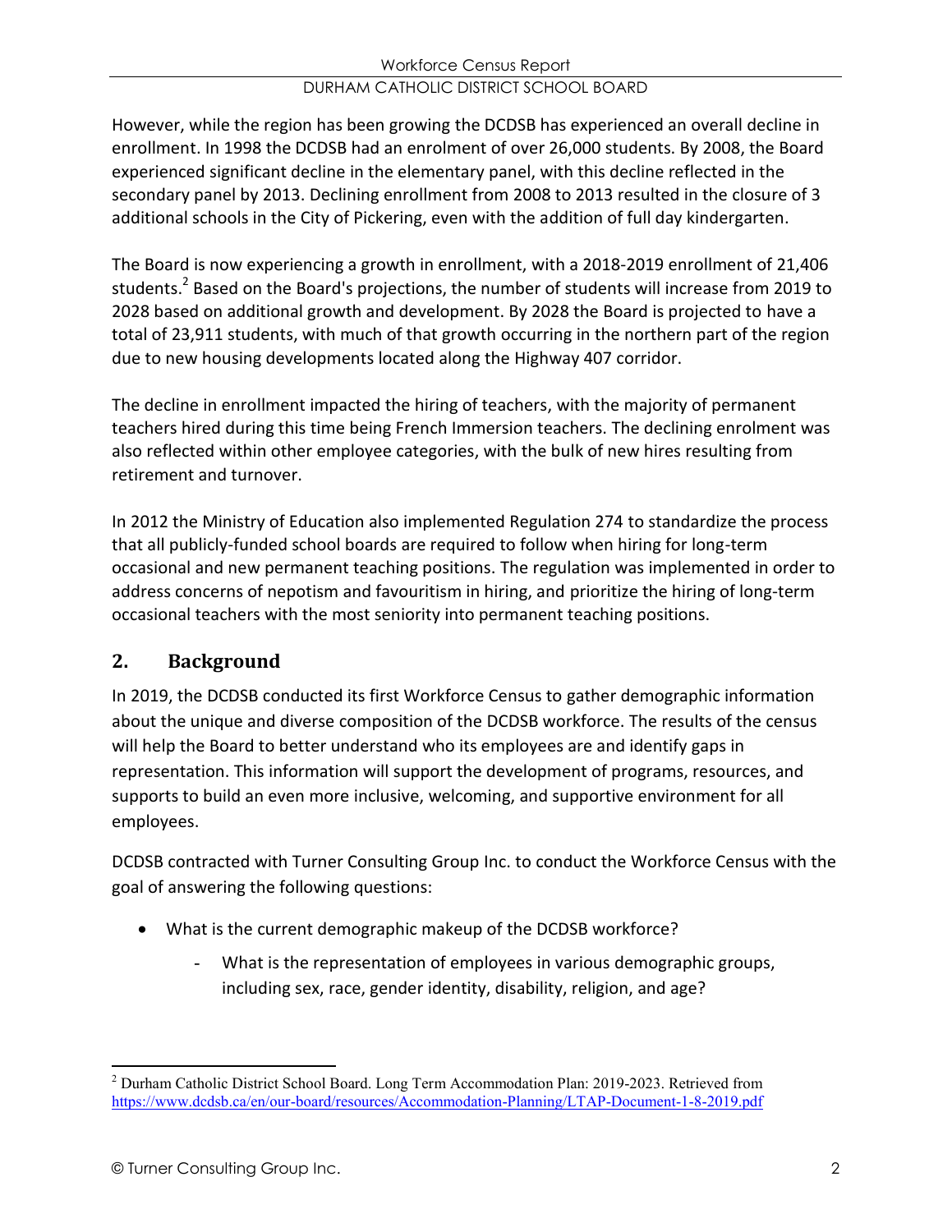However, while the region has been growing the DCDSB has experienced an overall decline in enrollment. In 1998 the DCDSB had an enrolment of over 26,000 students. By 2008, the Board experienced significant decline in the elementary panel, with this decline reflected in the secondary panel by 2013. Declining enrollment from 2008 to 2013 resulted in the closure of 3 additional schools in the City of Pickering, even with the addition of full day kindergarten.

The Board is now experiencing a growth in enrollment, with a 2018-2019 enrollment of 21,406 students.[2] Based on the Board's projections, the number of students will increase from 2019 to 2028 based on additional growth and development. By 2028 the Board is projected to have a total of 23,911 students, with much of that growth occurring in the northern part of the region due to new housing developments located along the Highway 407 corridor.

The decline in enrollment impacted the hiring of teachers, with the majority of permanent teachers hired during this time being French Immersion teachers. The declining enrolment was also reflected within other employee categories, with the bulk of new hires resulting from retirement and turnover.

In 2012 the Ministry of Education also implemented Regulation 274 to standardize the process that all publicly-funded school boards are required to follow when hiring for long-term occasional and new permanent teaching positions. The regulation was implemented in order to address concerns of nepotism and favouritism in hiring, and prioritize the hiring of long-term occasional teachers with the most seniority into permanent teaching positions.

## 2. Background

In 2019, the DCDSB conducted its first Workforce Census to gather demographic information about the unique and diverse composition of the DCDSB workforce. The results of the census will help the Board to better understand who its employees are and identify gaps in representation. This information will support the development of programs, resources, and supports to build an even more inclusive, welcoming, and supportive environment for all employees.

DCDSB contracted with Turner Consulting Group Inc. to conduct the Workforce Census with the goal of answering the following questions:

- What is the current demographic makeup of the DCDSB workforce?
  - What is the representation of employees in various demographic groups, including sex, race, gender identity, disability, religion, and age?

---

[2] Durham Catholic District School Board. Long Term Accommodation Plan: 2019-2023. Retrieved from https://www.dcdsb.ca/en/our-board/resources/Accommodation-Planning/LTAP-Document-1-8-2019.pdf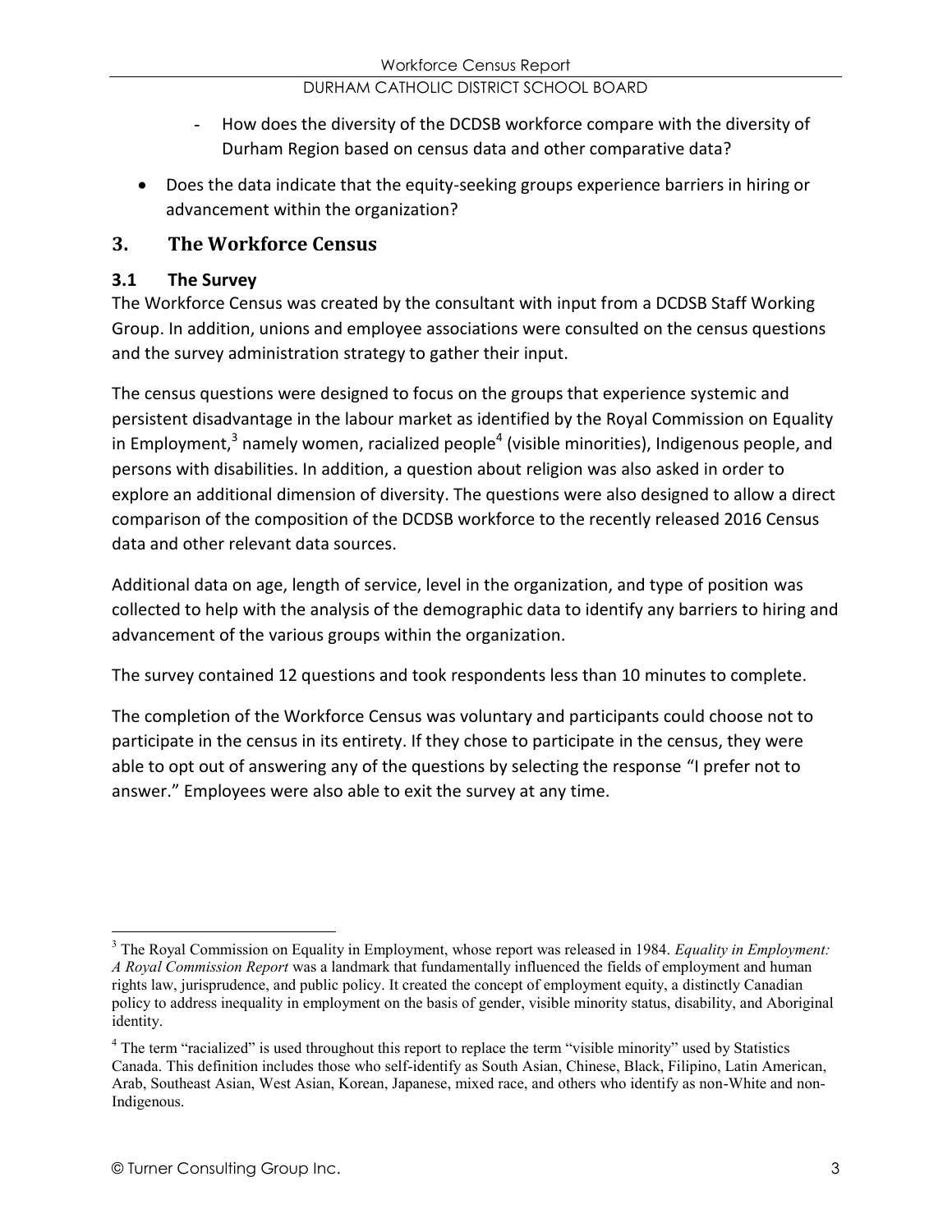- How does the diversity of the DCDSB workforce compare with the diversity of Durham Region based on census data and other comparative data?

- Does the data indicate that the equity-seeking groups experience barriers in hiring or advancement within the organization?

## 3. The Workforce Census

### 3.1 The Survey

The Workforce Census was created by the consultant with input from a DCDSB Staff Working Group. In addition, unions and employee associations were consulted on the census questions and the survey administration strategy to gather their input.

The census questions were designed to focus on the groups that experience systemic and persistent disadvantage in the labour market as identified by the Royal Commission on Equality in Employment,[3] namely women, racialized people[4] (visible minorities), Indigenous people, and persons with disabilities. In addition, a question about religion was also asked in order to explore an additional dimension of diversity. The questions were also designed to allow a direct comparison of the composition of the DCDSB workforce to the recently released 2016 Census data and other relevant data sources.

Additional data on age, length of service, level in the organization, and type of position was collected to help with the analysis of the demographic data to identify any barriers to hiring and advancement of the various groups within the organization.

The survey contained 12 questions and took respondents less than 10 minutes to complete.

The completion of the Workforce Census was voluntary and participants could choose not to participate in the census in its entirety. If they chose to participate in the census, they were able to opt out of answering any of the questions by selecting the response "I prefer not to answer." Employees were also able to exit the survey at any time.

---

[3] The Royal Commission on Equality in Employment, whose report was released in 1984. *Equality in Employment: A Royal Commission Report* was a landmark that fundamentally influenced the fields of employment and human rights law, jurisprudence, and public policy. It created the concept of employment equity, a distinctly Canadian policy to address inequality in employment on the basis of gender, visible minority status, disability, and Aboriginal identity.

[4] The term "racialized" is used throughout this report to replace the term "visible minority" used by Statistics Canada. This definition includes those who self-identify as South Asian, Chinese, Black, Filipino, Latin American, Arab, Southeast Asian, West Asian, Korean, Japanese, mixed race, and others who identify as non-White and non-Indigenous.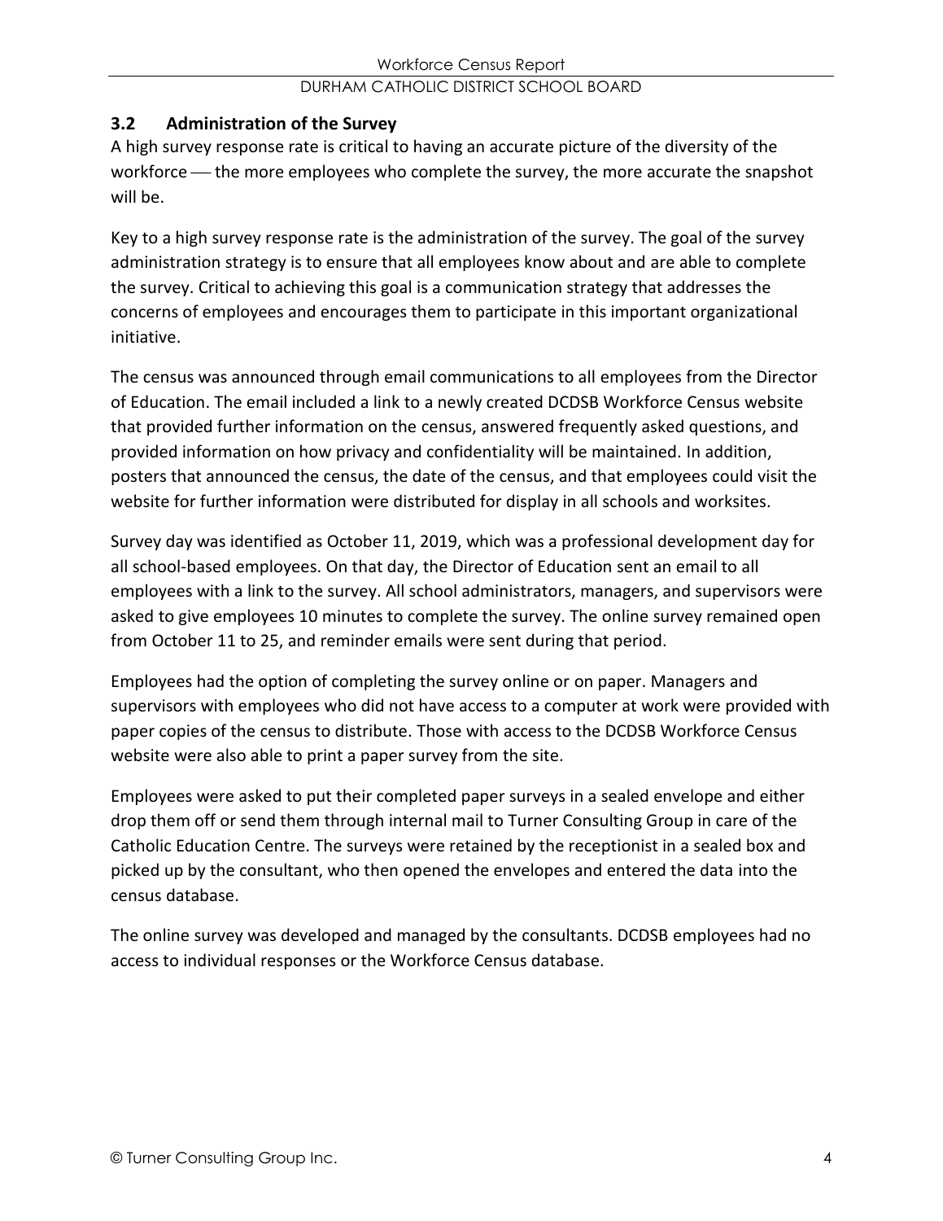### 3.2 Administration of the Survey

A high survey response rate is critical to having an accurate picture of the diversity of the workforce — the more employees who complete the survey, the more accurate the snapshot will be.

Key to a high survey response rate is the administration of the survey. The goal of the survey administration strategy is to ensure that all employees know about and are able to complete the survey. Critical to achieving this goal is a communication strategy that addresses the concerns of employees and encourages them to participate in this important organizational initiative.

The census was announced through email communications to all employees from the Director of Education. The email included a link to a newly created DCDSB Workforce Census website that provided further information on the census, answered frequently asked questions, and provided information on how privacy and confidentiality will be maintained. In addition, posters that announced the census, the date of the census, and that employees could visit the website for further information were distributed for display in all schools and worksites.

Survey day was identified as October 11, 2019, which was a professional development day for all school-based employees. On that day, the Director of Education sent an email to all employees with a link to the survey. All school administrators, managers, and supervisors were asked to give employees 10 minutes to complete the survey. The online survey remained open from October 11 to 25, and reminder emails were sent during that period.

Employees had the option of completing the survey online or on paper. Managers and supervisors with employees who did not have access to a computer at work were provided with paper copies of the census to distribute. Those with access to the DCDSB Workforce Census website were also able to print a paper survey from the site.

Employees were asked to put their completed paper surveys in a sealed envelope and either drop them off or send them through internal mail to Turner Consulting Group in care of the Catholic Education Centre. The surveys were retained by the receptionist in a sealed box and picked up by the consultant, who then opened the envelopes and entered the data into the census database.

The online survey was developed and managed by the consultants. DCDSB employees had no access to individual responses or the Workforce Census database.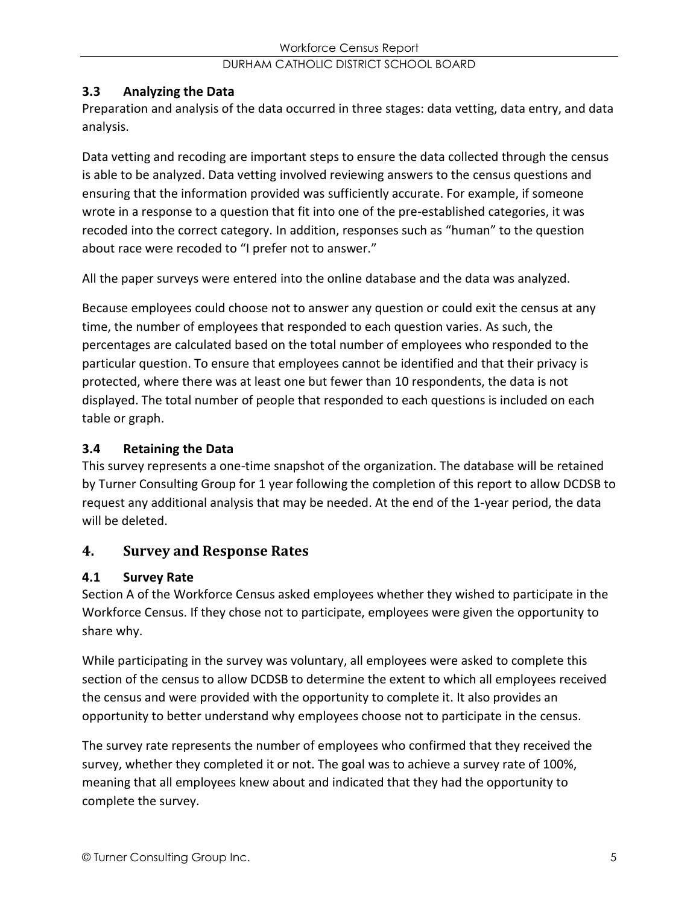### 3.3 Analyzing the Data

Preparation and analysis of the data occurred in three stages: data vetting, data entry, and data analysis.

Data vetting and recoding are important steps to ensure the data collected through the census is able to be analyzed. Data vetting involved reviewing answers to the census questions and ensuring that the information provided was sufficiently accurate. For example, if someone wrote in a response to a question that fit into one of the pre-established categories, it was recoded into the correct category. In addition, responses such as "human" to the question about race were recoded to "I prefer not to answer."

All the paper surveys were entered into the online database and the data was analyzed.

Because employees could choose not to answer any question or could exit the census at any time, the number of employees that responded to each question varies. As such, the percentages are calculated based on the total number of employees who responded to the particular question. To ensure that employees cannot be identified and that their privacy is protected, where there was at least one but fewer than 10 respondents, the data is not displayed. The total number of people that responded to each questions is included on each table or graph.

### 3.4 Retaining the Data

This survey represents a one-time snapshot of the organization. The database will be retained by Turner Consulting Group for 1 year following the completion of this report to allow DCDSB to request any additional analysis that may be needed. At the end of the 1-year period, the data will be deleted.

## 4. Survey and Response Rates

### 4.1 Survey Rate

Section A of the Workforce Census asked employees whether they wished to participate in the Workforce Census. If they chose not to participate, employees were given the opportunity to share why.

While participating in the survey was voluntary, all employees were asked to complete this section of the census to allow DCDSB to determine the extent to which all employees received the census and were provided with the opportunity to complete it. It also provides an opportunity to better understand why employees choose not to participate in the census.

The survey rate represents the number of employees who confirmed that they received the survey, whether they completed it or not. The goal was to achieve a survey rate of 100%, meaning that all employees knew about and indicated that they had the opportunity to complete the survey.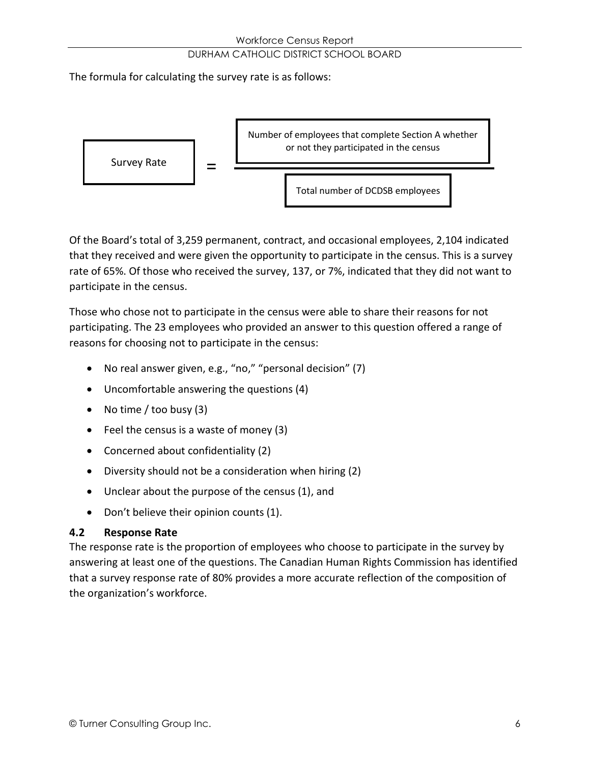The formula for calculating the survey rate is as follows:

$$\text{Survey Rate} = \frac{\text{Number of employees that complete Section A whether or not they participated in the census}}{\text{Total number of DCDSB employees}}$$

Of the Board's total of 3,259 permanent, contract, and occasional employees, 2,104 indicated that they received and were given the opportunity to participate in the census. This is a survey rate of 65%. Of those who received the survey, 137, or 7%, indicated that they did not want to participate in the census.

Those who chose not to participate in the census were able to share their reasons for not participating. The 23 employees who provided an answer to this question offered a range of reasons for choosing not to participate in the census:

- No real answer given, e.g., "no," "personal decision" (7)
- Uncomfortable answering the questions (4)
- No time / too busy (3)
- Feel the census is a waste of money (3)
- Concerned about confidentiality (2)
- Diversity should not be a consideration when hiring (2)
- Unclear about the purpose of the census (1), and
- Don't believe their opinion counts (1).

### 4.2 Response Rate

The response rate is the proportion of employees who choose to participate in the survey by answering at least one of the questions. The Canadian Human Rights Commission has identified that a survey response rate of 80% provides a more accurate reflection of the composition of the organization's workforce.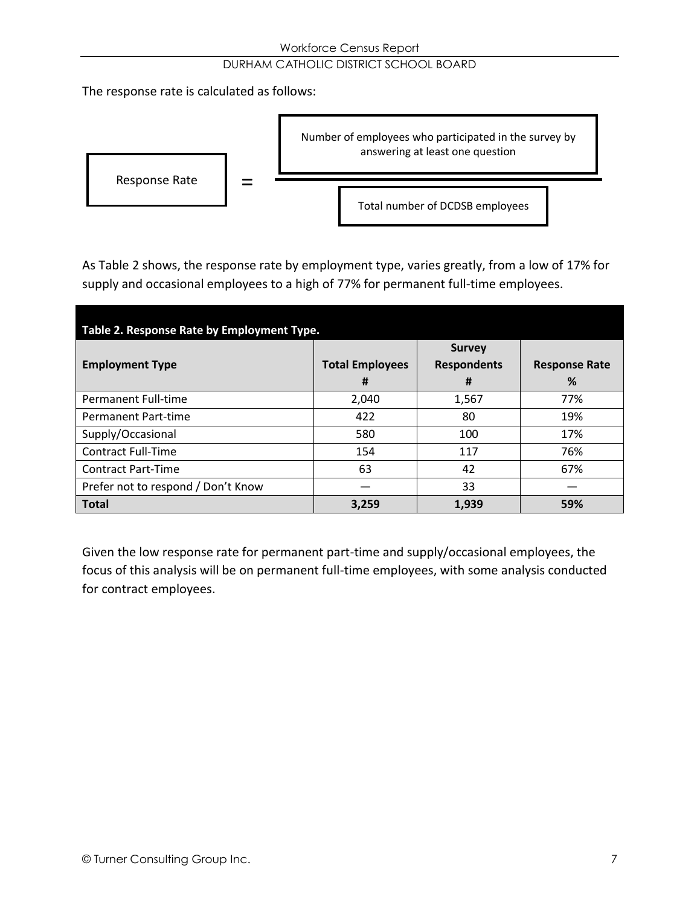The response rate is calculated as follows:

$$\text{Response Rate} = \frac{\text{Number of employees who participated in the survey by answering at least one question}}{\text{Total number of DCDSB employees}}$$

As Table 2 shows, the response rate by employment type, varies greatly, from a low of 17% for supply and occasional employees to a high of 77% for permanent full-time employees.

**Table 2. Response Rate by Employment Type.**

| Employment Type | Total Employees # | Survey Respondents # | Response Rate % |
|---|---|---|---|
| Permanent Full-time | 2,040 | 1,567 | 77% |
| Permanent Part-time | 422 | 80 | 19% |
| Supply/Occasional | 580 | 100 | 17% |
| Contract Full-Time | 154 | 117 | 76% |
| Contract Part-Time | 63 | 42 | 67% |
| Prefer not to respond / Don't Know | — | 33 | — |
| **Total** | **3,259** | **1,939** | **59%** |

Given the low response rate for permanent part-time and supply/occasional employees, the focus of this analysis will be on permanent full-time employees, with some analysis conducted for contract employees.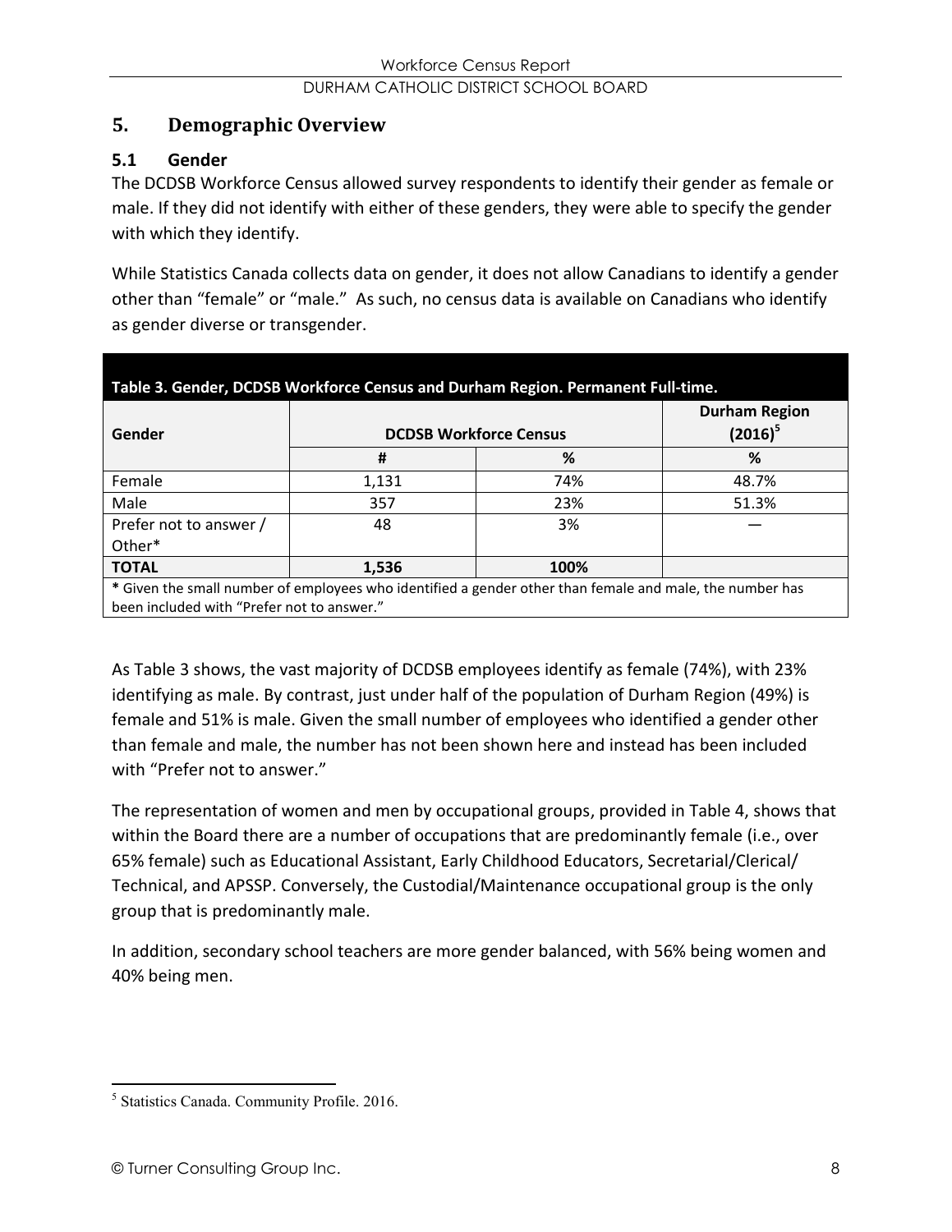## 5. Demographic Overview

### 5.1 Gender

The DCDSB Workforce Census allowed survey respondents to identify their gender as female or male. If they did not identify with either of these genders, they were able to specify the gender with which they identify.

While Statistics Canada collects data on gender, it does not allow Canadians to identify a gender other than "female" or "male." As such, no census data is available on Canadians who identify as gender diverse or transgender.

**Table 3. Gender, DCDSB Workforce Census and Durham Region. Permanent Full-time.**

| Gender | DCDSB Workforce Census | | Durham Region (2016)[5] |
|---|---|---|---|
| | # | % | % |
| Female | 1,131 | 74% | 48.7% |
| Male | 357 | 23% | 51.3% |
| Prefer not to answer / Other* | 48 | 3% | — |
| **TOTAL** | **1,536** | **100%** | |

\* Given the small number of employees who identified a gender other than female and male, the number has been included with "Prefer not to answer."

As Table 3 shows, the vast majority of DCDSB employees identify as female (74%), with 23% identifying as male. By contrast, just under half of the population of Durham Region (49%) is female and 51% is male. Given the small number of employees who identified a gender other than female and male, the number has not been shown here and instead has been included with "Prefer not to answer."

The representation of women and men by occupational groups, provided in Table 4, shows that within the Board there are a number of occupations that are predominantly female (i.e., over 65% female) such as Educational Assistant, Early Childhood Educators, Secretarial/Clerical/ Technical, and APSSP. Conversely, the Custodial/Maintenance occupational group is the only group that is predominantly male.

In addition, secondary school teachers are more gender balanced, with 56% being women and 40% being men.

[5] Statistics Canada. Community Profile. 2016.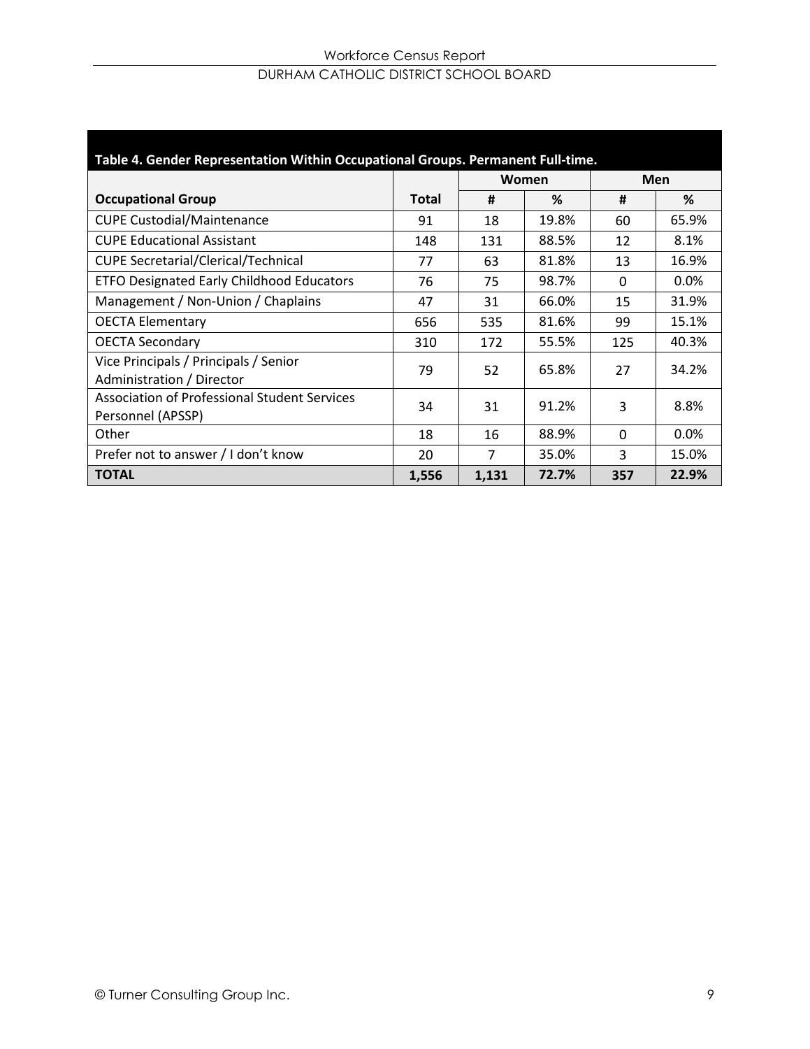**Table 4. Gender Representation Within Occupational Groups. Permanent Full-time.**

| Occupational Group | Total | Women | | Men | |
|---|---|---|---|---|---|
| | | # | % | # | % |
| CUPE Custodial/Maintenance | 91 | 18 | 19.8% | 60 | 65.9% |
| CUPE Educational Assistant | 148 | 131 | 88.5% | 12 | 8.1% |
| CUPE Secretarial/Clerical/Technical | 77 | 63 | 81.8% | 13 | 16.9% |
| ETFO Designated Early Childhood Educators | 76 | 75 | 98.7% | 0 | 0.0% |
| Management / Non-Union / Chaplains | 47 | 31 | 66.0% | 15 | 31.9% |
| OECTA Elementary | 656 | 535 | 81.6% | 99 | 15.1% |
| OECTA Secondary | 310 | 172 | 55.5% | 125 | 40.3% |
| Vice Principals / Principals / Senior Administration / Director | 79 | 52 | 65.8% | 27 | 34.2% |
| Association of Professional Student Services Personnel (APSSP) | 34 | 31 | 91.2% | 3 | 8.8% |
| Other | 18 | 16 | 88.9% | 0 | 0.0% |
| Prefer not to answer / I don't know | 20 | 7 | 35.0% | 3 | 15.0% |
| **TOTAL** | **1,556** | **1,131** | **72.7%** | **357** | **22.9%** |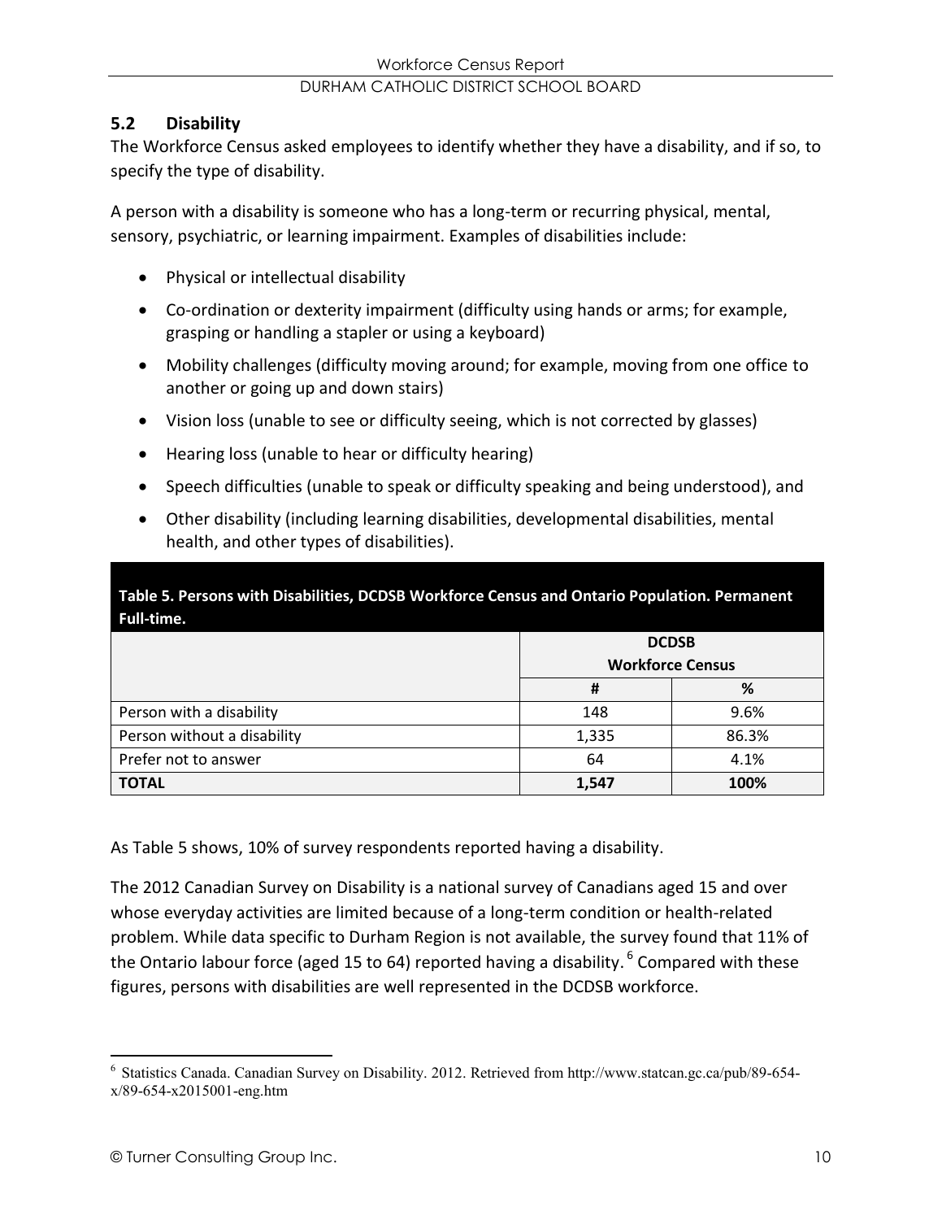## 5.2 Disability

The Workforce Census asked employees to identify whether they have a disability, and if so, to specify the type of disability.

A person with a disability is someone who has a long-term or recurring physical, mental, sensory, psychiatric, or learning impairment. Examples of disabilities include:

- Physical or intellectual disability
- Co-ordination or dexterity impairment (difficulty using hands or arms; for example, grasping or handling a stapler or using a keyboard)
- Mobility challenges (difficulty moving around; for example, moving from one office to another or going up and down stairs)
- Vision loss (unable to see or difficulty seeing, which is not corrected by glasses)
- Hearing loss (unable to hear or difficulty hearing)
- Speech difficulties (unable to speak or difficulty speaking and being understood), and
- Other disability (including learning disabilities, developmental disabilities, mental health, and other types of disabilities).

**Table 5. Persons with Disabilities, DCDSB Workforce Census and Ontario Population. Permanent Full-time.**

| | DCDSB Workforce Census | |
|---|---|---|
| | # | % |
| Person with a disability | 148 | 9.6% |
| Person without a disability | 1,335 | 86.3% |
| Prefer not to answer | 64 | 4.1% |
| **TOTAL** | **1,547** | **100%** |

As Table 5 shows, 10% of survey respondents reported having a disability.

The 2012 Canadian Survey on Disability is a national survey of Canadians aged 15 and over whose everyday activities are limited because of a long-term condition or health-related problem. While data specific to Durham Region is not available, the survey found that 11% of the Ontario labour force (aged 15 to 64) reported having a disability.[6] Compared with these figures, persons with disabilities are well represented in the DCDSB workforce.

[6] Statistics Canada. Canadian Survey on Disability. 2012. Retrieved from http://www.statcan.gc.ca/pub/89-654-x/89-654-x2015001-eng.htm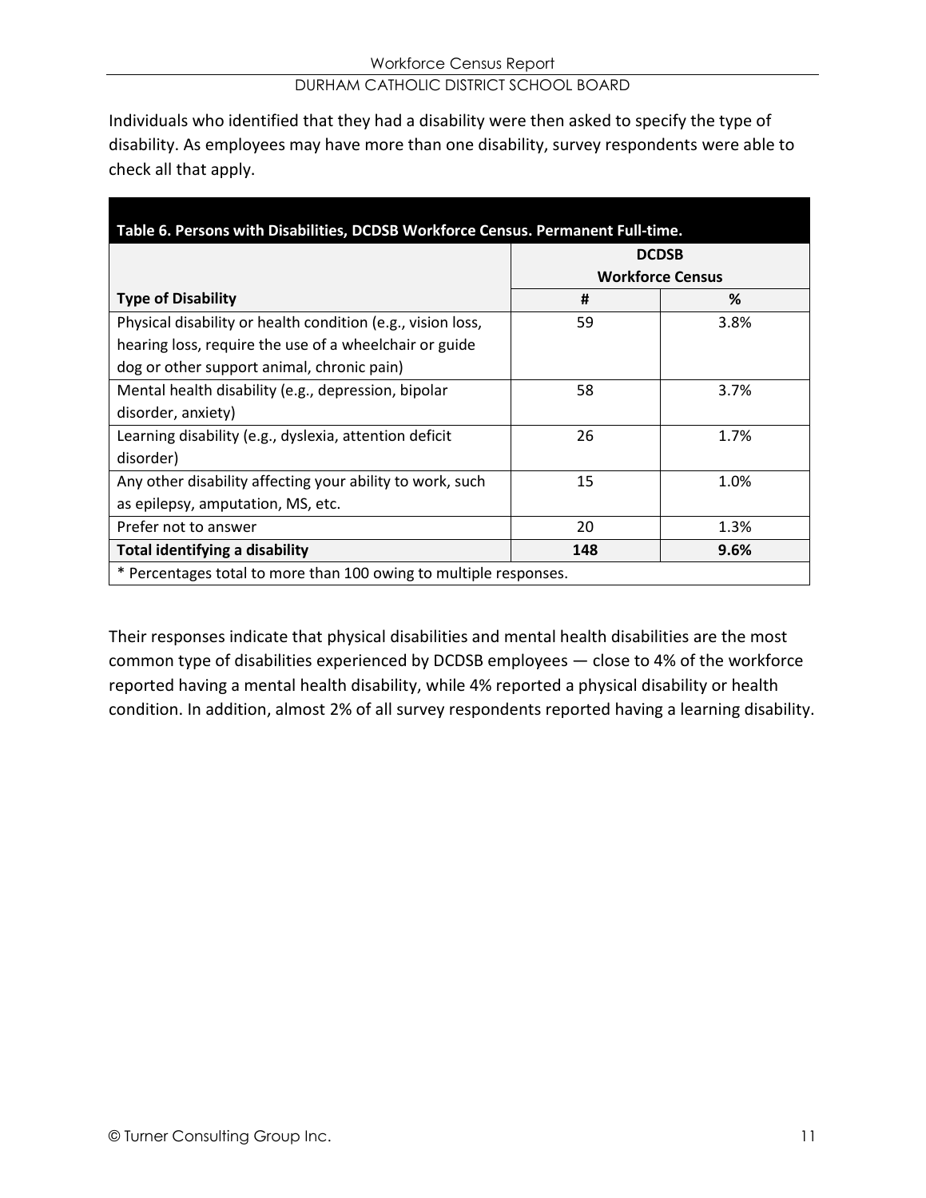Individuals who identified that they had a disability were then asked to specify the type of disability. As employees may have more than one disability, survey respondents were able to check all that apply.

| **Table 6. Persons with Disabilities, DCDSB Workforce Census. Permanent Full-time.** | | |
|---|---|---|
| | **DCDSB Workforce Census** | |
| **Type of Disability** | **#** | **%** |
| Physical disability or health condition (e.g., vision loss, hearing loss, require the use of a wheelchair or guide dog or other support animal, chronic pain) | 59 | 3.8% |
| Mental health disability (e.g., depression, bipolar disorder, anxiety) | 58 | 3.7% |
| Learning disability (e.g., dyslexia, attention deficit disorder) | 26 | 1.7% |
| Any other disability affecting your ability to work, such as epilepsy, amputation, MS, etc. | 15 | 1.0% |
| Prefer not to answer | 20 | 1.3% |
| **Total identifying a disability** | **148** | **9.6%** |
| * Percentages total to more than 100 owing to multiple responses. | | |

Their responses indicate that physical disabilities and mental health disabilities are the most common type of disabilities experienced by DCDSB employees — close to 4% of the workforce reported having a mental health disability, while 4% reported a physical disability or health condition. In addition, almost 2% of all survey respondents reported having a learning disability.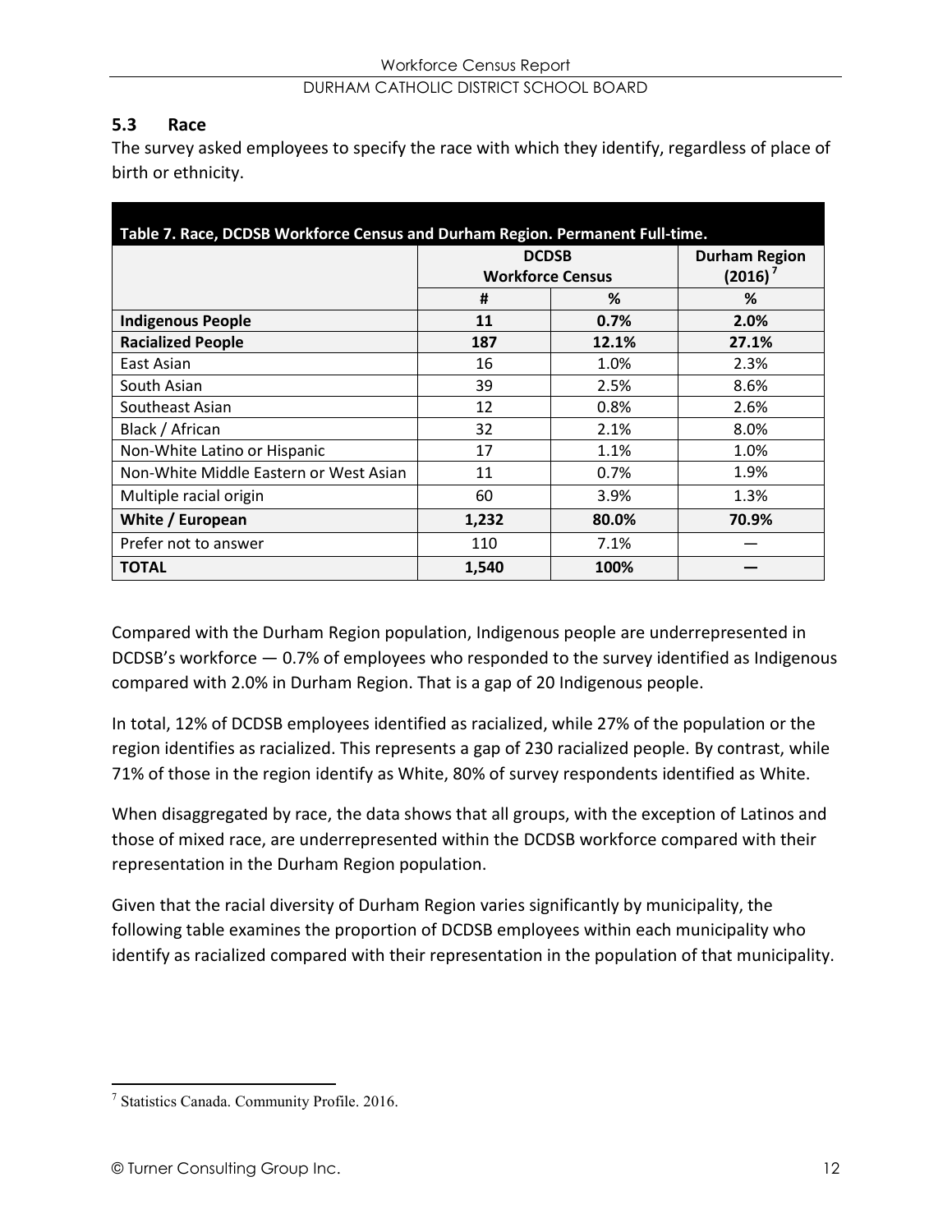### 5.3 Race

The survey asked employees to specify the race with which they identify, regardless of place of birth or ethnicity.

**Table 7. Race, DCDSB Workforce Census and Durham Region. Permanent Full-time.**

| | DCDSB Workforce Census | | Durham Region (2016)[7] |
|---|---|---|---|
| | # | % | % |
| **Indigenous People** | **11** | **0.7%** | **2.0%** |
| **Racialized People** | **187** | **12.1%** | **27.1%** |
| East Asian | 16 | 1.0% | 2.3% |
| South Asian | 39 | 2.5% | 8.6% |
| Southeast Asian | 12 | 0.8% | 2.6% |
| Black / African | 32 | 2.1% | 8.0% |
| Non-White Latino or Hispanic | 17 | 1.1% | 1.0% |
| Non-White Middle Eastern or West Asian | 11 | 0.7% | 1.9% |
| Multiple racial origin | 60 | 3.9% | 1.3% |
| **White / European** | **1,232** | **80.0%** | **70.9%** |
| Prefer not to answer | 110 | 7.1% | — |
| **TOTAL** | **1,540** | **100%** | **—** |

Compared with the Durham Region population, Indigenous people are underrepresented in DCDSB's workforce — 0.7% of employees who responded to the survey identified as Indigenous compared with 2.0% in Durham Region. That is a gap of 20 Indigenous people.

In total, 12% of DCDSB employees identified as racialized, while 27% of the population or the region identifies as racialized. This represents a gap of 230 racialized people. By contrast, while 71% of those in the region identify as White, 80% of survey respondents identified as White.

When disaggregated by race, the data shows that all groups, with the exception of Latinos and those of mixed race, are underrepresented within the DCDSB workforce compared with their representation in the Durham Region population.

Given that the racial diversity of Durham Region varies significantly by municipality, the following table examines the proportion of DCDSB employees within each municipality who identify as racialized compared with their representation in the population of that municipality.

[7] Statistics Canada. Community Profile. 2016.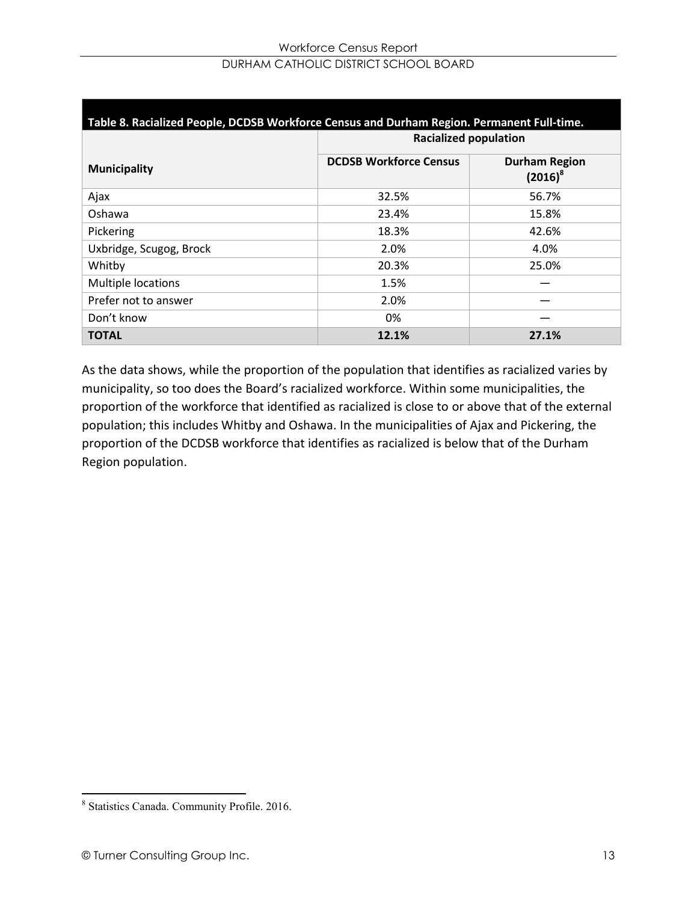**Table 8. Racialized People, DCDSB Workforce Census and Durham Region. Permanent Full-time.**

| Municipality | Racialized population | |
|---|---|---|
| | DCDSB Workforce Census | Durham Region (2016)[8] |
| Ajax | 32.5% | 56.7% |
| Oshawa | 23.4% | 15.8% |
| Pickering | 18.3% | 42.6% |
| Uxbridge, Scugog, Brock | 2.0% | 4.0% |
| Whitby | 20.3% | 25.0% |
| Multiple locations | 1.5% | — |
| Prefer not to answer | 2.0% | — |
| Don't know | 0% | — |
| **TOTAL** | **12.1%** | **27.1%** |

As the data shows, while the proportion of the population that identifies as racialized varies by municipality, so too does the Board's racialized workforce. Within some municipalities, the proportion of the workforce that identified as racialized is close to or above that of the external population; this includes Whitby and Oshawa. In the municipalities of Ajax and Pickering, the proportion of the DCDSB workforce that identifies as racialized is below that of the Durham Region population.

[8] Statistics Canada. Community Profile. 2016.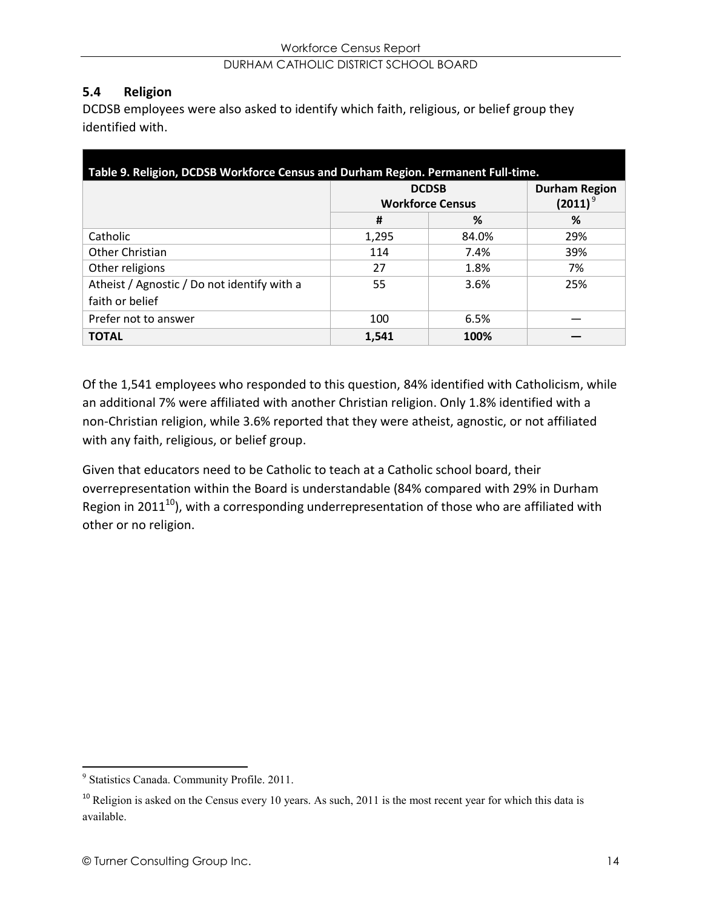### 5.4 Religion

DCDSB employees were also asked to identify which faith, religious, or belief group they identified with.

**Table 9. Religion, DCDSB Workforce Census and Durham Region. Permanent Full-time.**

| | DCDSB Workforce Census | | Durham Region (2011)[9] |
|---|---|---|---|
| | # | % | % |
| Catholic | 1,295 | 84.0% | 29% |
| Other Christian | 114 | 7.4% | 39% |
| Other religions | 27 | 1.8% | 7% |
| Atheist / Agnostic / Do not identify with a faith or belief | 55 | 3.6% | 25% |
| Prefer not to answer | 100 | 6.5% | — |
| **TOTAL** | **1,541** | **100%** | **—** |

Of the 1,541 employees who responded to this question, 84% identified with Catholicism, while an additional 7% were affiliated with another Christian religion. Only 1.8% identified with a non-Christian religion, while 3.6% reported that they were atheist, agnostic, or not affiliated with any faith, religious, or belief group.

Given that educators need to be Catholic to teach at a Catholic school board, their overrepresentation within the Board is understandable (84% compared with 29% in Durham Region in 2011[10]), with a corresponding underrepresentation of those who are affiliated with other or no religion.

---

[9] Statistics Canada. Community Profile. 2011.

[10] Religion is asked on the Census every 10 years. As such, 2011 is the most recent year for which this data is available.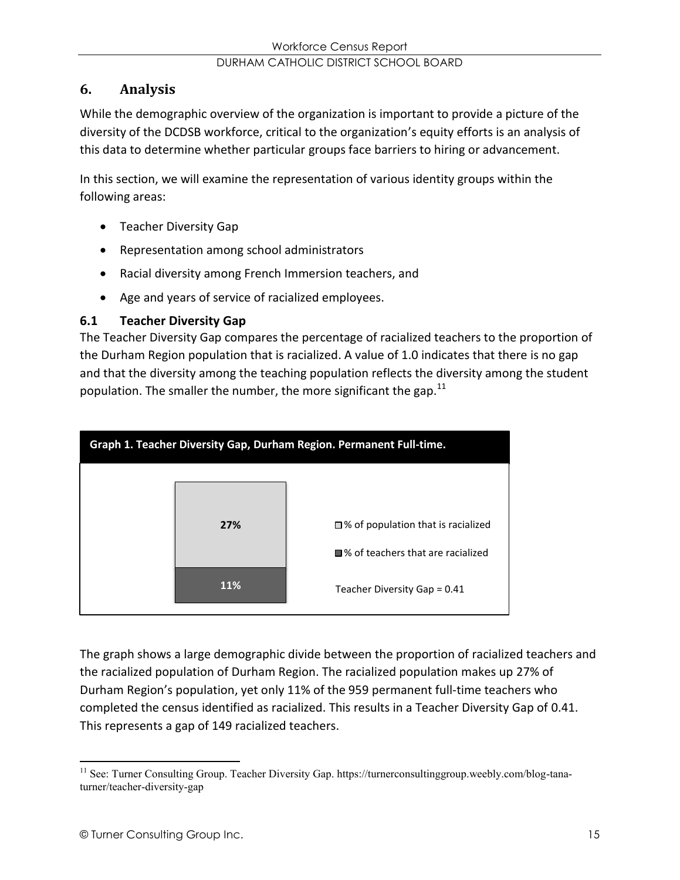## 6. Analysis

While the demographic overview of the organization is important to provide a picture of the diversity of the DCDSB workforce, critical to the organization's equity efforts is an analysis of this data to determine whether particular groups face barriers to hiring or advancement.

In this section, we will examine the representation of various identity groups within the following areas:

- Teacher Diversity Gap
- Representation among school administrators
- Racial diversity among French Immersion teachers, and
- Age and years of service of racialized employees.

### 6.1 Teacher Diversity Gap

The Teacher Diversity Gap compares the percentage of racialized teachers to the proportion of the Durham Region population that is racialized. A value of 1.0 indicates that there is no gap and that the diversity among the teaching population reflects the diversity among the student population. The smaller the number, the more significant the gap.[11]

**Graph 1. Teacher Diversity Gap, Durham Region. Permanent Full-time.**

| | |
|---|---|
| % of population that is racialized | 27% |
| % of teachers that are racialized | 11% |

Teacher Diversity Gap = 0.41

The graph shows a large demographic divide between the proportion of racialized teachers and the racialized population of Durham Region. The racialized population makes up 27% of Durham Region's population, yet only 11% of the 959 permanent full-time teachers who completed the census identified as racialized. This results in a Teacher Diversity Gap of 0.41. This represents a gap of 149 racialized teachers.

[11] See: Turner Consulting Group. Teacher Diversity Gap. https://turnerconsultinggroup.weebly.com/blog-tana-turner/teacher-diversity-gap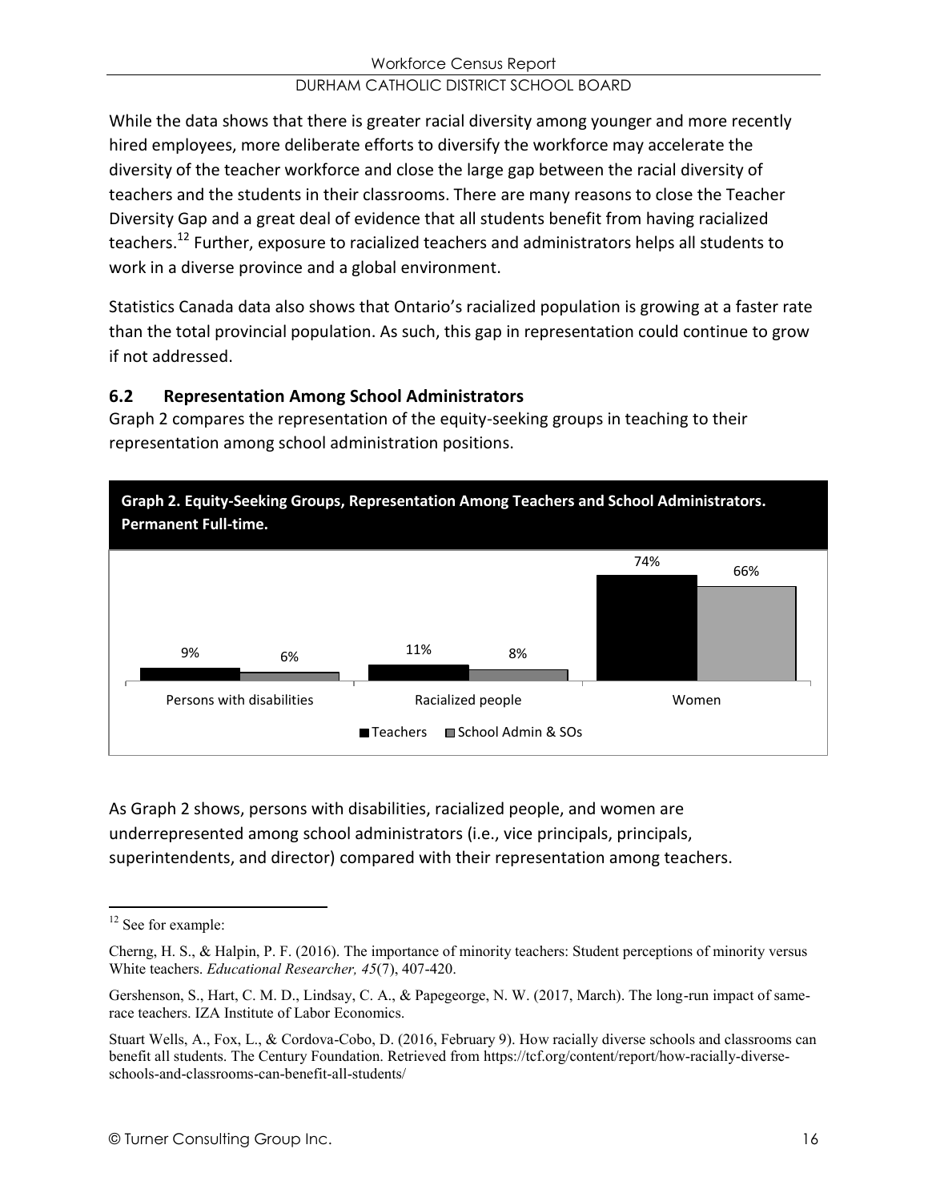While the data shows that there is greater racial diversity among younger and more recently hired employees, more deliberate efforts to diversify the workforce may accelerate the diversity of the teacher workforce and close the large gap between the racial diversity of teachers and the students in their classrooms. There are many reasons to close the Teacher Diversity Gap and a great deal of evidence that all students benefit from having racialized teachers.[12] Further, exposure to racialized teachers and administrators helps all students to work in a diverse province and a global environment.

Statistics Canada data also shows that Ontario's racialized population is growing at a faster rate than the total provincial population. As such, this gap in representation could continue to grow if not addressed.

### 6.2 Representation Among School Administrators

Graph 2 compares the representation of the equity-seeking groups in teaching to their representation among school administration positions.

**Graph 2. Equity-Seeking Groups, Representation Among Teachers and School Administrators. Permanent Full-time.**

| | Teachers | School Admin & SOs |
|---|---|---|
| Persons with disabilities | 9% | 6% |
| Racialized people | 11% | 8% |
| Women | 74% | 66% |

As Graph 2 shows, persons with disabilities, racialized people, and women are underrepresented among school administrators (i.e., vice principals, principals, superintendents, and director) compared with their representation among teachers.

---

[12] See for example:

Cherng, H. S., & Halpin, P. F. (2016). The importance of minority teachers: Student perceptions of minority versus White teachers. *Educational Researcher, 45*(7), 407-420.

Gershenson, S., Hart, C. M. D., Lindsay, C. A., & Papegeorge, N. W. (2017, March). The long-run impact of same-race teachers. IZA Institute of Labor Economics.

Stuart Wells, A., Fox, L., & Cordova-Cobo, D. (2016, February 9). How racially diverse schools and classrooms can benefit all students. The Century Foundation. Retrieved from https://tcf.org/content/report/how-racially-diverse-schools-and-classrooms-can-benefit-all-students/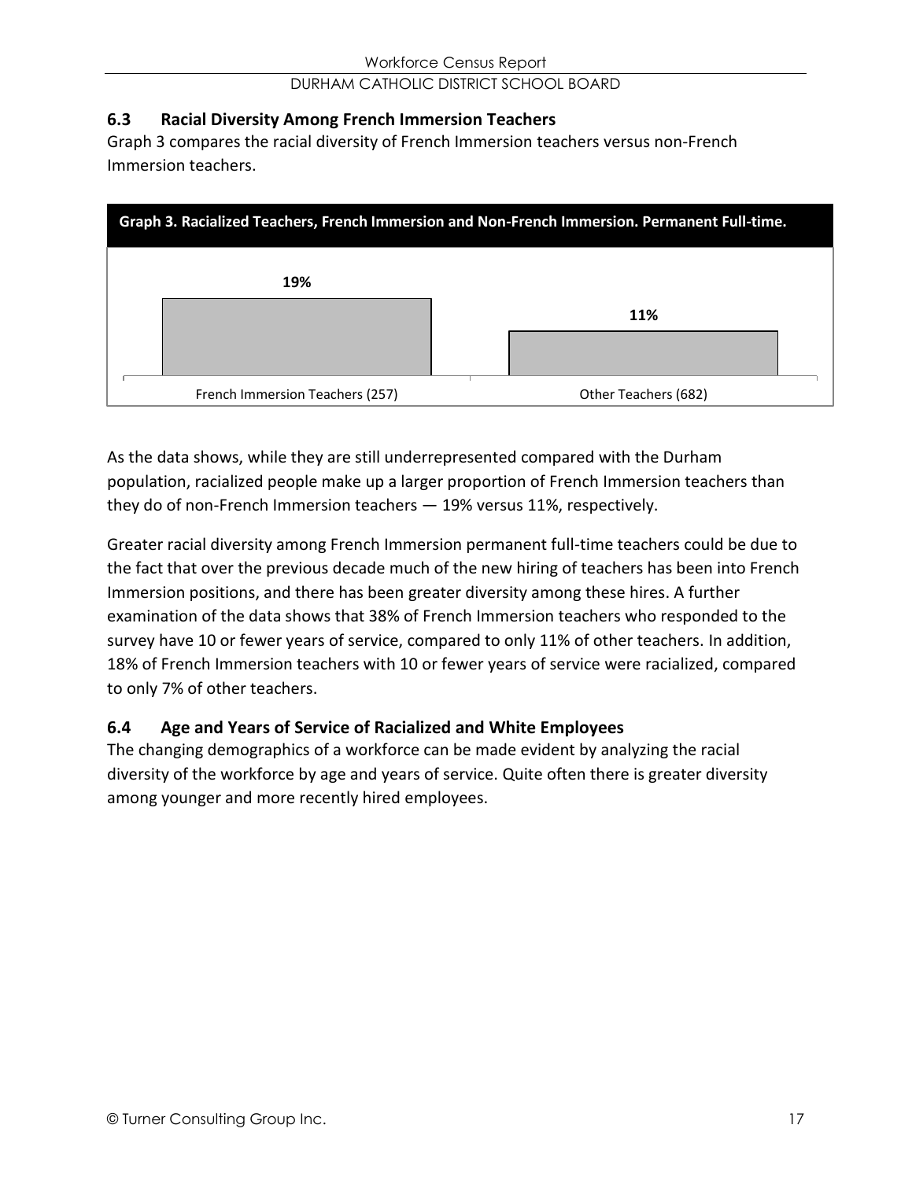### 6.3 Racial Diversity Among French Immersion Teachers

Graph 3 compares the racial diversity of French Immersion teachers versus non-French Immersion teachers.

**Graph 3. Racialized Teachers, French Immersion and Non-French Immersion. Permanent Full-time.**

| French Immersion Teachers (257) | Other Teachers (682) |
| --- | --- |
| 19% | 11% |

As the data shows, while they are still underrepresented compared with the Durham population, racialized people make up a larger proportion of French Immersion teachers than they do of non-French Immersion teachers — 19% versus 11%, respectively.

Greater racial diversity among French Immersion permanent full-time teachers could be due to the fact that over the previous decade much of the new hiring of teachers has been into French Immersion positions, and there has been greater diversity among these hires. A further examination of the data shows that 38% of French Immersion teachers who responded to the survey have 10 or fewer years of service, compared to only 11% of other teachers. In addition, 18% of French Immersion teachers with 10 or fewer years of service were racialized, compared to only 7% of other teachers.

### 6.4 Age and Years of Service of Racialized and White Employees

The changing demographics of a workforce can be made evident by analyzing the racial diversity of the workforce by age and years of service. Quite often there is greater diversity among younger and more recently hired employees.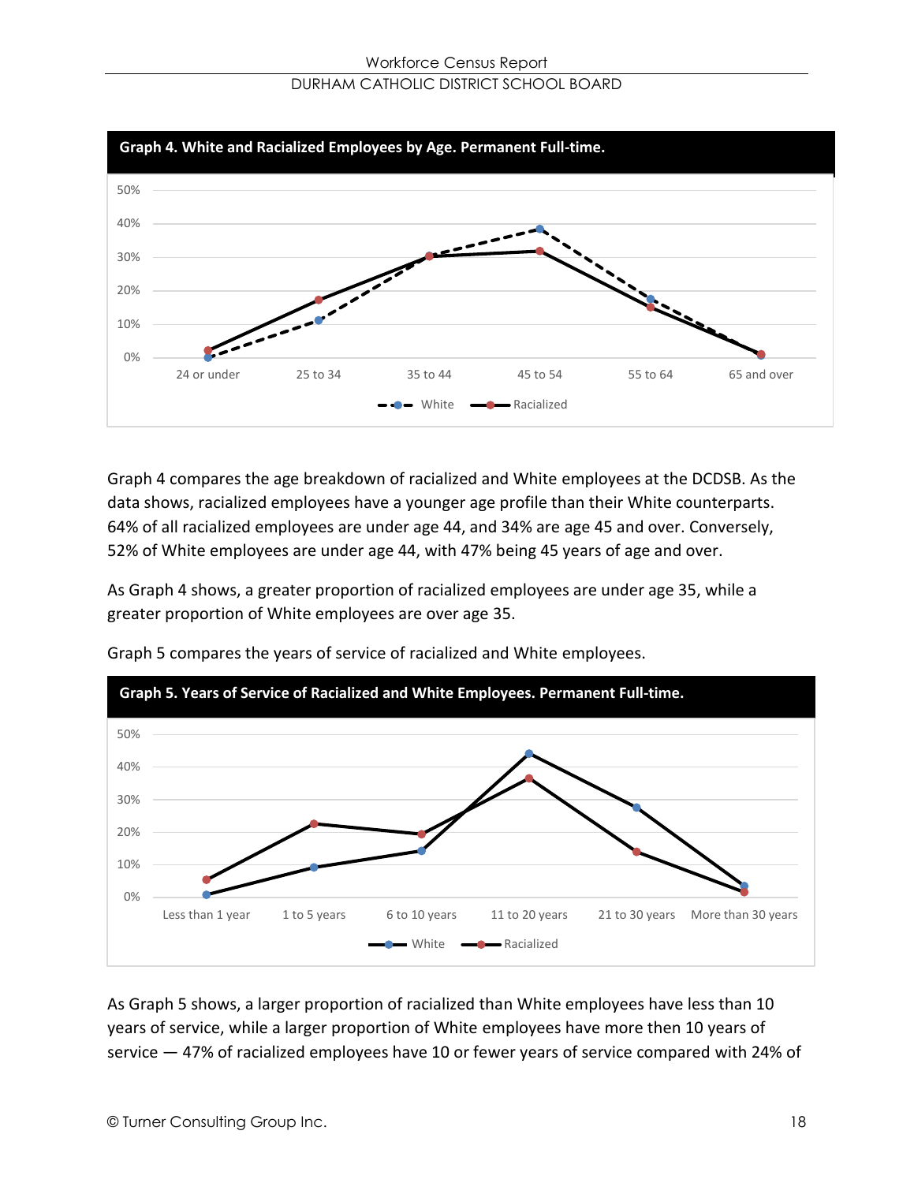**Graph 4. White and Racialized Employees by Age. Permanent Full-time.**

Graph 4 compares the age breakdown of racialized and White employees at the DCDSB. As the data shows, racialized employees have a younger age profile than their White counterparts. 64% of all racialized employees are under age 44, and 34% are age 45 and over. Conversely, 52% of White employees are under age 44, with 47% being 45 years of age and over.

As Graph 4 shows, a greater proportion of racialized employees are under age 35, while a greater proportion of White employees are over age 35.

Graph 5 compares the years of service of racialized and White employees.

**Graph 5. Years of Service of Racialized and White Employees. Permanent Full-time.**

As Graph 5 shows, a larger proportion of racialized than White employees have less than 10 years of service, while a larger proportion of White employees have more then 10 years of service — 47% of racialized employees have 10 or fewer years of service compared with 24% of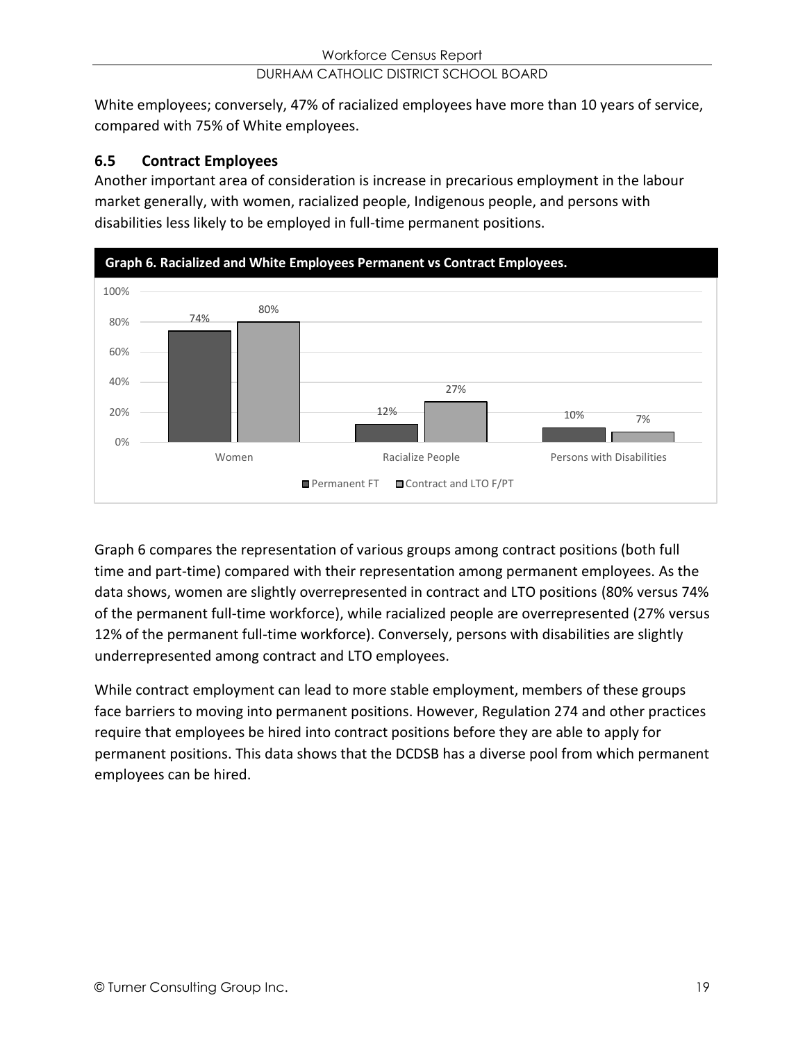White employees; conversely, 47% of racialized employees have more than 10 years of service, compared with 75% of White employees.

### 6.5 Contract Employees

Another important area of consideration is increase in precarious employment in the labour market generally, with women, racialized people, Indigenous people, and persons with disabilities less likely to be employed in full-time permanent positions.

**Graph 6. Racialized and White Employees Permanent vs Contract Employees.**

| | Permanent FT | Contract and LTO F/PT |
|---|---|---|
| Women | 74% | 80% |
| Racialize People | 12% | 27% |
| Persons with Disabilities | 10% | 7% |

Graph 6 compares the representation of various groups among contract positions (both full time and part-time) compared with their representation among permanent employees. As the data shows, women are slightly overrepresented in contract and LTO positions (80% versus 74% of the permanent full-time workforce), while racialized people are overrepresented (27% versus 12% of the permanent full-time workforce). Conversely, persons with disabilities are slightly underrepresented among contract and LTO employees.

While contract employment can lead to more stable employment, members of these groups face barriers to moving into permanent positions. However, Regulation 274 and other practices require that employees be hired into contract positions before they are able to apply for permanent positions. This data shows that the DCDSB has a diverse pool from which permanent employees can be hired.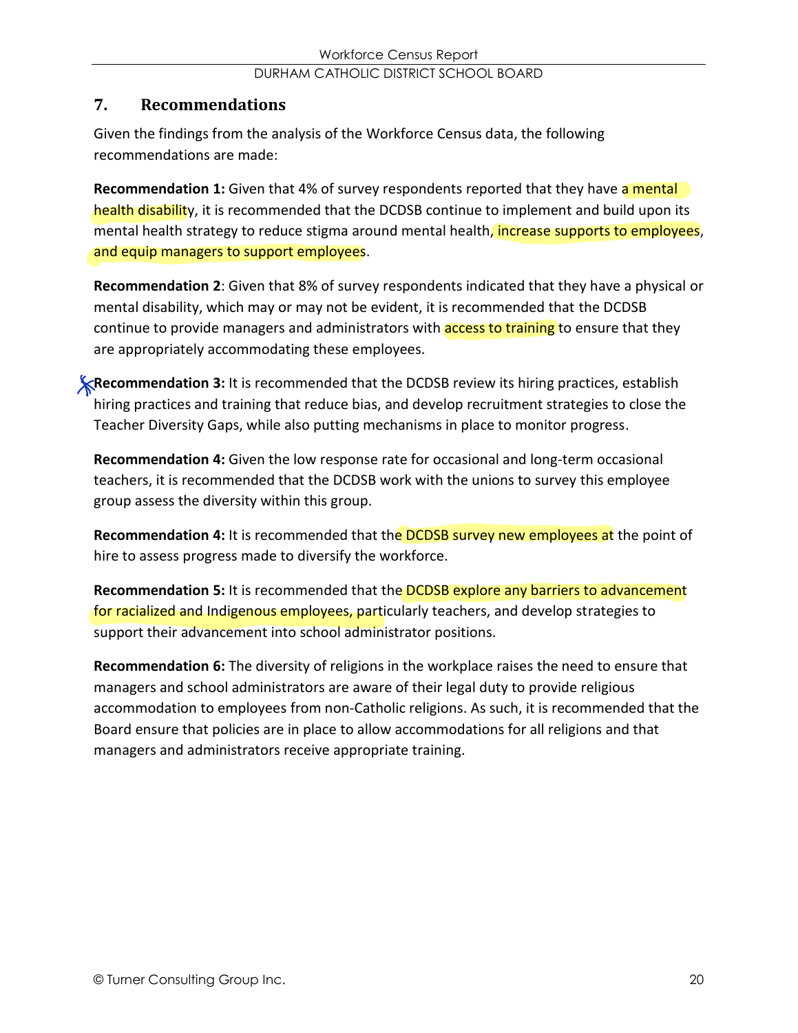## 7. Recommendations

Given the findings from the analysis of the Workforce Census data, the following recommendations are made:

**Recommendation 1:** Given that 4% of survey respondents reported that they have a mental health disability, it is recommended that the DCDSB continue to implement and build upon its mental health strategy to reduce stigma around mental health, increase supports to employees, and equip managers to support employees.

**Recommendation 2**: Given that 8% of survey respondents indicated that they have a physical or mental disability, which may or may not be evident, it is recommended that the DCDSB continue to provide managers and administrators with access to training to ensure that they are appropriately accommodating these employees.

**Recommendation 3:** It is recommended that the DCDSB review its hiring practices, establish hiring practices and training that reduce bias, and develop recruitment strategies to close the Teacher Diversity Gaps, while also putting mechanisms in place to monitor progress.

**Recommendation 4:** Given the low response rate for occasional and long-term occasional teachers, it is recommended that the DCDSB work with the unions to survey this employee group assess the diversity within this group.

**Recommendation 4:** It is recommended that the DCDSB survey new employees at the point of hire to assess progress made to diversify the workforce.

**Recommendation 5:** It is recommended that the DCDSB explore any barriers to advancement for racialized and Indigenous employees, particularly teachers, and develop strategies to support their advancement into school administrator positions.

**Recommendation 6:** The diversity of religions in the workplace raises the need to ensure that managers and school administrators are aware of their legal duty to provide religious accommodation to employees from non-Catholic religions. As such, it is recommended that the Board ensure that policies are in place to allow accommodations for all religions and that managers and administrators receive appropriate training.